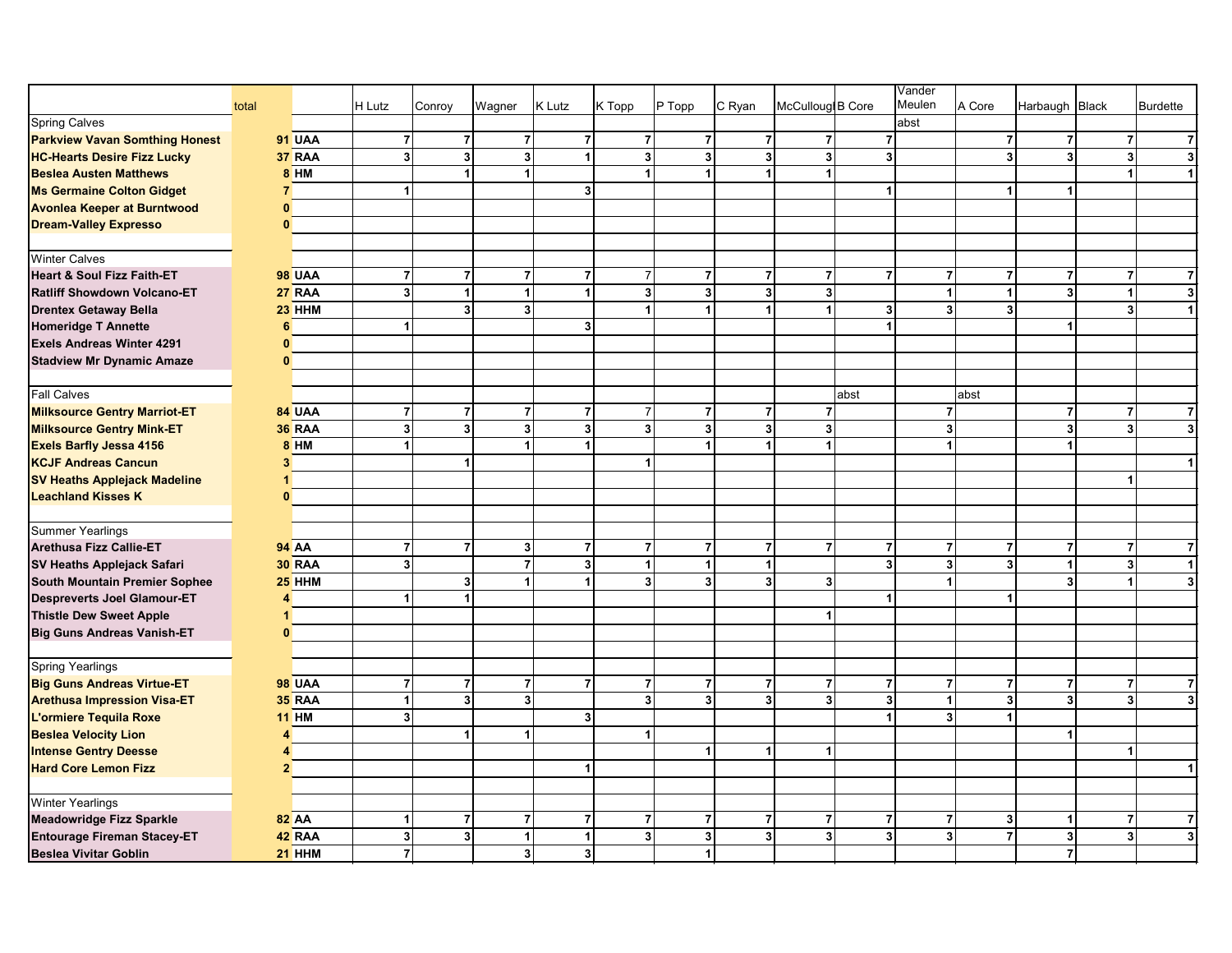| | total | | H Lutz | Conroy | Wagner | K Lutz | K Topp | P Topp | C Ryan | McCulloug | B Core | Vander Meulen | A Core | Harbaugh | Black | Burdette |
|---|---|---|---|---|---|---|---|---|---|---|---|---|---|---|---|---|
| Spring Calves | | | | | | | | | | | | abst | | | | |
| **Parkview Vavan Somthing Honest** | **91** | **UAA** | **7** | **7** | **7** | **7** | **7** | **7** | **7** | **7** | **7** | | **7** | **7** | **7** | **7** |
| **HC-Hearts Desire Fizz Lucky** | **37** | **RAA** | **3** | **3** | **3** | **1** | **3** | **3** | **3** | **3** | **3** | | **3** | **3** | **3** | **3** |
| **Beslea Austen Matthews** | **8** | **HM** | | **1** | **1** | | **1** | **1** | **1** | **1** | | | | | **1** | **1** |
| **Ms Germaine Colton Gidget** | **7** | | **1** | | | **3** | | | | | **1** | | **1** | **1** | | |
| **Avonlea Keeper at Burntwood** | **0** | | | | | | | | | | | | | | | |
| **Dream-Valley Expresso** | **0** | | | | | | | | | | | | | | | |
| | | | | | | | | | | | | | | | | |
| Winter Calves | | | | | | | | | | | | | | | | |
| **Heart & Soul Fizz Faith-ET** | **98** | **UAA** | **7** | **7** | **7** | **7** | 7 | **7** | **7** | **7** | **7** | **7** | **7** | **7** | **7** | **7** |
| **Ratliff Showdown Volcano-ET** | **27** | **RAA** | **3** | **1** | **1** | **1** | **3** | **3** | **3** | **3** | | **1** | **1** | **3** | **1** | **3** |
| **Drentex Getaway Bella** | **23** | **HHM** | | **3** | **3** | | **1** | **1** | **1** | **1** | **3** | **3** | **3** | | **3** | **1** |
| **Homeridge T Annette** | **6** | | **1** | | | **3** | | | | | **1** | | | **1** | | |
| **Exels Andreas Winter 4291** | **0** | | | | | | | | | | | | | | | |
| **Stadview Mr Dynamic Amaze** | **0** | | | | | | | | | | | | | | | |
| | | | | | | | | | | | | | | | | |
| Fall Calves | | | | | | | | | | | abst | | abst | | | |
| **Milksource Gentry Marriot-ET** | **84** | **UAA** | **7** | **7** | **7** | **7** | 7 | **7** | **7** | **7** | | **7** | | **7** | **7** | **7** |
| **Milksource Gentry Mink-ET** | **36** | **RAA** | **3** | **3** | **3** | **3** | **3** | **3** | **3** | **3** | | **3** | | **3** | **3** | **3** |
| **Exels Barfly Jessa 4156** | **8** | **HM** | **1** | | **1** | **1** | | **1** | **1** | **1** | | **1** | | **1** | | |
| **KCJF Andreas Cancun** | **3** | | | **1** | | | **1** | | | | | | | | | **1** |
| **SV Heaths Applejack Madeline** | **1** | | | | | | | | | | | | | | **1** | |
| **Leachland Kisses K** | **0** | | | | | | | | | | | | | | | |
| | | | | | | | | | | | | | | | | |
| Summer Yearlings | | | | | | | | | | | | | | | | |
| **Arethusa Fizz Callie-ET** | **94** | **AA** | **7** | **7** | **3** | **7** | **7** | **7** | **7** | **7** | **7** | **7** | **7** | **7** | **7** | **7** |
| **SV Heaths Applejack Safari** | **30** | **RAA** | **3** | | **7** | **3** | **1** | **1** | **1** | | **3** | **3** | **3** | **1** | **3** | **1** |
| **South Mountain Premier Sophee** | **25** | **HHM** | | **3** | **1** | **1** | **3** | **3** | **3** | **3** | | **1** | | **3** | **1** | **3** |
| **Despreverts Joel Glamour-ET** | **4** | | **1** | **1** | | | | | | | **1** | | **1** | | | |
| **Thistle Dew Sweet Apple** | **1** | | | | | | | | | **1** | | | | | | |
| **Big Guns Andreas Vanish-ET** | **0** | | | | | | | | | | | | | | | |
| | | | | | | | | | | | | | | | | |
| Spring Yearlings | | | | | | | | | | | | | | | | |
| **Big Guns Andreas Virtue-ET** | **98** | **UAA** | **7** | **7** | **7** | **7** | **7** | **7** | **7** | **7** | **7** | **7** | **7** | **7** | **7** | **7** |
| **Arethusa Impression Visa-ET** | **35** | **RAA** | **1** | **3** | **3** | | **3** | **3** | **3** | **3** | **3** | **1** | **3** | **3** | **3** | **3** |
| **L'ormiere Tequila Roxe** | **11** | **HM** | **3** | | | **3** | | | | | **1** | **3** | **1** | | | |
| **Beslea Velocity Lion** | **4** | | | **1** | **1** | | **1** | | | | | | | **1** | | |
| **Intense Gentry Deesse** | **4** | | | | | | | **1** | **1** | **1** | | | | | **1** | |
| **Hard Core Lemon Fizz** | **2** | | | | | **1** | | | | | | | | | | **1** |
| | | | | | | | | | | | | | | | | |
| Winter Yearlings | | | | | | | | | | | | | | | | |
| **Meadowridge Fizz Sparkle** | **82** | **AA** | **1** | **7** | **7** | **7** | **7** | **7** | **7** | **7** | **7** | **7** | **3** | **1** | **7** | **7** |
| **Entourage Fireman Stacey-ET** | **42** | **RAA** | **3** | **3** | **1** | **1** | **3** | **3** | **3** | **3** | **3** | **3** | **7** | **3** | **3** | **3** |
| **Beslea Vivitar Goblin** | **21** | **HHM** | **7** | | **3** | **3** | | **1** | | | | | | **7** | | |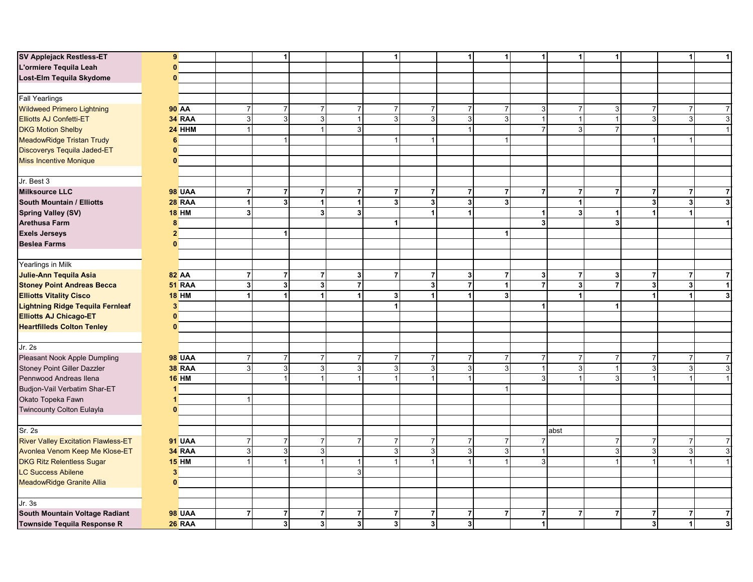| | | | | | | | | | | | | | | | | |
|---|---|---|---|---|---|---|---|---|---|---|---|---|---|---|---|---|
| **SV Applejack Restless-ET** | **9** | | | 1 | | | 1 | | 1 | 1 | 1 | 1 | 1 | | 1 | 1 |
| **L'ormiere Tequila Leah** | **0** | | | | | | | | | | | | | | | |
| **Lost-Elm Tequila Skydome** | **0** | | | | | | | | | | | | | | | |
| | | | | | | | | | | | | | | | | |
| Fall Yearlings | | | | | | | | | | | | | | | | |
| Wildweed Primero Lightning | **90** | **AA** | 7 | 7 | 7 | 7 | 7 | 7 | 7 | 7 | 3 | 7 | 3 | 7 | 7 | 7 |
| Elliotts AJ Confetti-ET | **34** | **RAA** | 3 | 3 | 3 | 1 | 3 | 3 | 3 | 3 | 1 | 1 | 1 | 3 | 3 | 3 |
| DKG Motion Shelby | **24** | **HHM** | 1 | | 1 | 3 | | | 1 | | 7 | 3 | 7 | | | 1 |
| MeadowRidge Tristan Trudy | **6** | | | 1 | | | 1 | 1 | | 1 | | | | 1 | 1 | |
| Discoverys Tequila Jaded-ET | **0** | | | | | | | | | | | | | | | |
| Miss Incentive Monique | **0** | | | | | | | | | | | | | | | |
| | | | | | | | | | | | | | | | | |
| Jr. Best 3 | | | | | | | | | | | | | | | | |
| **Milksource LLC** | **98** | **UAA** | **7** | **7** | **7** | **7** | **7** | **7** | **7** | **7** | **7** | **7** | **7** | **7** | **7** | **7** |
| **South Mountain / Elliotts** | **28** | **RAA** | **1** | **3** | **1** | **1** | **3** | **3** | **3** | **3** | | **1** | | **3** | **3** | **3** |
| **Spring Valley (SV)** | **18** | **HM** | **3** | | **3** | **3** | | **1** | **1** | | **1** | **3** | **1** | **1** | **1** | |
| **Arethusa Farm** | **8** | | | | | | **1** | | | | **3** | | **3** | | | **1** |
| **Exels Jerseys** | **2** | | | **1** | | | | | | **1** | | | | | | |
| **Beslea Farms** | **0** | | | | | | | | | | | | | | | |
| | | | | | | | | | | | | | | | | |
| Yearlings in Milk | | | | | | | | | | | | | | | | |
| **Julie-Ann Tequila Asia** | **82** | **AA** | **7** | **7** | **7** | **3** | **7** | **7** | **3** | **7** | **3** | **7** | **3** | **7** | **7** | **7** |
| **Stoney Point Andreas Becca** | **51** | **RAA** | **3** | **3** | **3** | **7** | | **3** | **7** | **1** | **7** | **3** | **7** | **3** | **3** | **1** |
| **Elliotts Vitality Cisco** | **18** | **HM** | **1** | **1** | **1** | **1** | **3** | **1** | **1** | **3** | | **1** | | **1** | **1** | **3** |
| **Lightning Ridge Tequila Fernleaf** | **3** | | | | | | **1** | | | | **1** | | **1** | | | |
| **Elliotts AJ Chicago-ET** | **0** | | | | | | | | | | | | | | | |
| **Heartfilleds Colton Tenley** | **0** | | | | | | | | | | | | | | | |
| | | | | | | | | | | | | | | | | |
| Jr. 2s | | | | | | | | | | | | | | | | |
| Pleasant Nook Apple Dumpling | **98** | **UAA** | 7 | 7 | 7 | 7 | 7 | 7 | 7 | 7 | 7 | 7 | 7 | 7 | 7 | 7 |
| Stoney Point Giller Dazzler | **38** | **RAA** | 3 | 3 | 3 | 3 | 3 | 3 | 3 | 3 | 1 | 3 | 1 | 3 | 3 | 3 |
| Pennwood Andreas Ilena | **16** | **HM** | | 1 | 1 | 1 | 1 | 1 | 1 | | 3 | 1 | 3 | 1 | 1 | 1 |
| Budjon-Vail Verbatim Shar-ET | **1** | | | | | | | | | 1 | | | | | | |
| Okato Topeka Fawn | **1** | | 1 | | | | | | | | | | | | | |
| Twincounty Colton Eulayla | **0** | | | | | | | | | | | | | | | |
| | | | | | | | | | | | | | | | | |
| Sr. 2s | | | | | | | | | | | | abst | | | | |
| River Valley Excitation Flawless-ET | **91** | **UAA** | 7 | 7 | 7 | 7 | 7 | 7 | 7 | 7 | 7 | | 7 | 7 | 7 | 7 |
| Avonlea Venom Keep Me Klose-ET | **34** | **RAA** | 3 | 3 | 3 | | 3 | 3 | 3 | 3 | 1 | | 3 | 3 | 3 | 3 |
| DKG Ritz Relentless Sugar | **15** | **HM** | 1 | 1 | 1 | 1 | 1 | 1 | 1 | 1 | 3 | | 1 | 1 | 1 | 1 |
| LC Success Abilene | **3** | | | | | 3 | | | | | | | | | | |
| MeadowRidge Granite Allia | **0** | | | | | | | | | | | | | | | |
| | | | | | | | | | | | | | | | | |
| Jr. 3s | | | | | | | | | | | | | | | | |
| **South Mountain Voltage Radiant** | **98** | **UAA** | **7** | **7** | **7** | **7** | **7** | **7** | **7** | **7** | **7** | **7** | **7** | **7** | **7** | **7** |
| **Townside Tequila Response R** | **26** | **RAA** | | **3** | **3** | **3** | **3** | **3** | **3** | | **1** | | | **3** | **1** | **3** |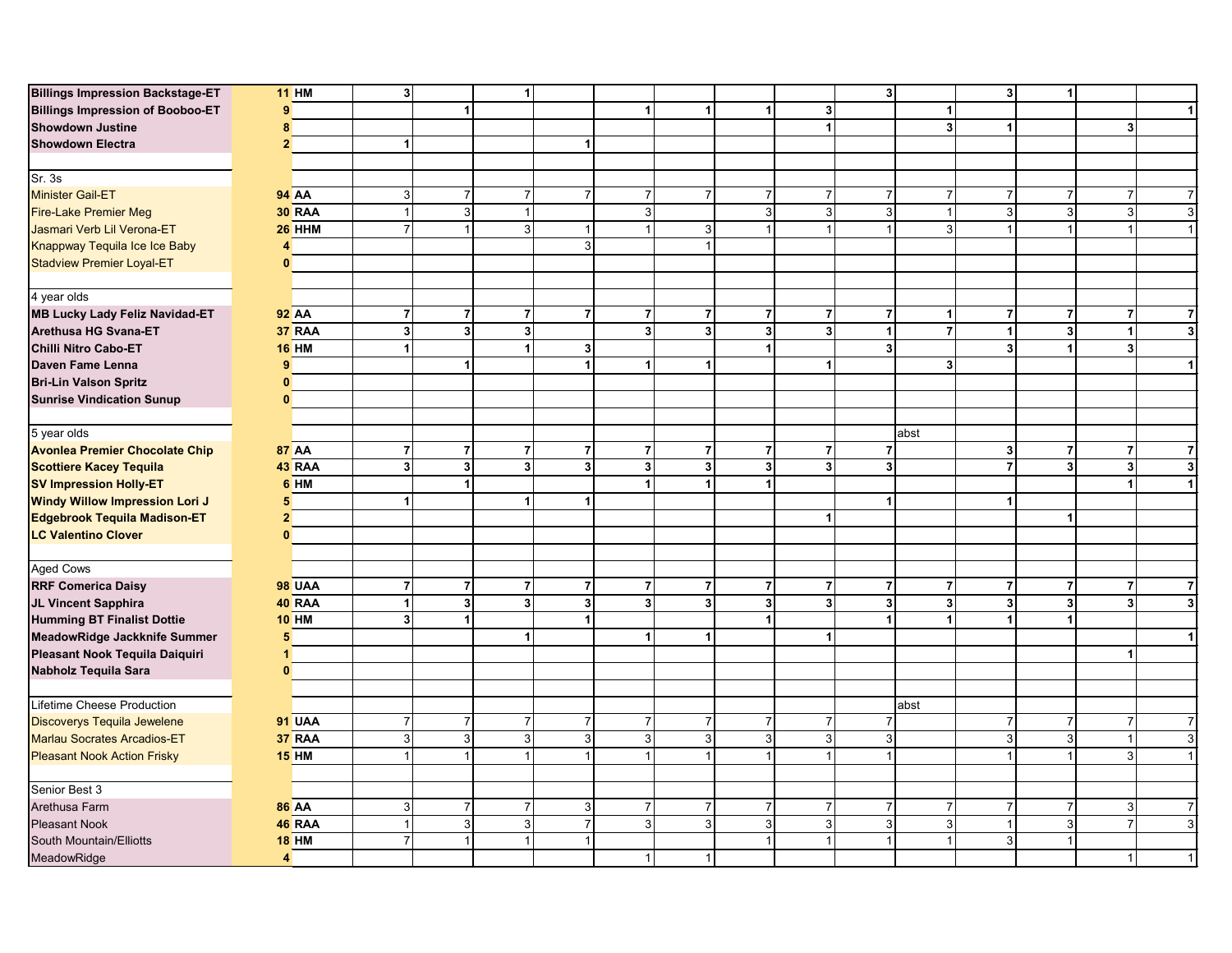| | | | | | | | | | | | | | | | | |
|---|---|---|---|---|---|---|---|---|---|---|---|---|---|---|---|---|
| **Billings Impression Backstage-ET** | **11** | **HM** | **3** | | **1** | | | | | | **3** | | **3** | **1** | | |
| **Billings Impression of Booboo-ET** | **9** | | | **1** | | | **1** | **1** | **1** | **3** | | **1** | | | | **1** |
| **Showdown Justine** | **8** | | | | | | | | | **1** | | **3** | **1** | | **3** | |
| **Showdown Electra** | **2** | | **1** | | | **1** | | | | | | | | | | |
| | | | | | | | | | | | | | | | | |
| Sr. 3s | | | | | | | | | | | | | | | | |
| Minister Gail-ET | **94** | **AA** | 3 | 7 | 7 | 7 | 7 | 7 | 7 | 7 | 7 | 7 | 7 | 7 | 7 | 7 |
| Fire-Lake Premier Meg | **30** | **RAA** | 1 | 3 | 1 | | 3 | | 3 | 3 | 3 | 1 | 3 | 3 | 3 | 3 |
| Jasmari Verb Lil Verona-ET | **26** | **HHM** | 7 | 1 | 3 | 1 | 1 | 3 | 1 | 1 | 1 | 3 | 1 | 1 | 1 | 1 |
| Knappway Tequila Ice Ice Baby | **4** | | | | | 3 | | 1 | | | | | | | | |
| Stadview Premier Loyal-ET | **0** | | | | | | | | | | | | | | | |
| | | | | | | | | | | | | | | | | |
| 4 year olds | | | | | | | | | | | | | | | | |
| **MB Lucky Lady Feliz Navidad-ET** | **92** | **AA** | **7** | **7** | **7** | **7** | **7** | **7** | **7** | **7** | **7** | **1** | **7** | **7** | **7** | **7** |
| **Arethusa HG Svana-ET** | **37** | **RAA** | **3** | **3** | **3** | | **3** | **3** | **3** | **3** | **1** | **7** | **1** | **3** | **1** | **3** |
| **Chilli Nitro Cabo-ET** | **16** | **HM** | **1** | | **1** | **3** | | | **1** | | **3** | | **3** | **1** | **3** | |
| **Daven Fame Lenna** | **9** | | | **1** | | **1** | **1** | **1** | | **1** | | **3** | | | | **1** |
| **Bri-Lin Valson Spritz** | **0** | | | | | | | | | | | | | | | |
| **Sunrise Vindication Sunup** | **0** | | | | | | | | | | | | | | | |
| | | | | | | | | | | | | | | | | |
| 5 year olds | | | | | | | | | | | | abst | | | | |
| **Avonlea Premier Chocolate Chip** | **87** | **AA** | **7** | **7** | **7** | **7** | **7** | **7** | **7** | **7** | **7** | | **3** | **7** | **7** | **7** |
| **Scottiere Kacey Tequila** | **43** | **RAA** | **3** | **3** | **3** | **3** | **3** | **3** | **3** | **3** | **3** | | **7** | **3** | **3** | **3** |
| **SV Impression Holly-ET** | **6** | **HM** | | **1** | | | **1** | **1** | **1** | | | | | | **1** | **1** |
| **Windy Willow Impression Lori J** | **5** | | **1** | | **1** | **1** | | | | | **1** | | **1** | | | |
| **Edgebrook Tequila Madison-ET** | **2** | | | | | | | | | **1** | | | | **1** | | |
| **LC Valentino Clover** | **0** | | | | | | | | | | | | | | | |
| | | | | | | | | | | | | | | | | |
| Aged Cows | | | | | | | | | | | | | | | | |
| **RRF Comerica Daisy** | **98** | **UAA** | **7** | **7** | **7** | **7** | **7** | **7** | **7** | **7** | **7** | **7** | **7** | **7** | **7** | **7** |
| **JL Vincent Sapphira** | **40** | **RAA** | **1** | **3** | **3** | **3** | **3** | **3** | **3** | **3** | **3** | **3** | **3** | **3** | **3** | **3** |
| **Humming BT Finalist Dottie** | **10** | **HM** | **3** | **1** | | **1** | | | **1** | | **1** | **1** | **1** | **1** | | |
| **MeadowRidge Jackknife Summer** | **5** | | | | **1** | | **1** | **1** | | **1** | | | | | | **1** |
| **Pleasant Nook Tequila Daiquiri** | **1** | | | | | | | | | | | | | | **1** | |
| **Nabholz Tequila Sara** | **0** | | | | | | | | | | | | | | | |
| | | | | | | | | | | | | | | | | |
| Lifetime Cheese Production | | | | | | | | | | | | abst | | | | |
| Discoverys Tequila Jewelene | **91** | **UAA** | 7 | 7 | 7 | 7 | 7 | 7 | 7 | 7 | 7 | | 7 | 7 | 7 | 7 |
| Marlau Socrates Arcadios-ET | **37** | **RAA** | 3 | 3 | 3 | 3 | 3 | 3 | 3 | 3 | 3 | | 3 | 3 | 1 | 3 |
| Pleasant Nook Action Frisky | **15** | **HM** | 1 | 1 | 1 | 1 | 1 | 1 | 1 | 1 | 1 | | 1 | 1 | 3 | 1 |
| | | | | | | | | | | | | | | | | |
| Senior Best 3 | | | | | | | | | | | | | | | | |
| Arethusa Farm | **86** | **AA** | 3 | 7 | 7 | 3 | 7 | 7 | 7 | 7 | 7 | 7 | 7 | 7 | 3 | 7 |
| Pleasant Nook | **46** | **RAA** | 1 | 3 | 3 | 7 | 3 | 3 | 3 | 3 | 3 | 3 | 1 | 3 | 7 | 3 |
| South Mountain/Elliotts | **18** | **HM** | 7 | 1 | 1 | 1 | | | 1 | 1 | 1 | 1 | 3 | 1 | | |
| MeadowRidge | **4** | | | | | | 1 | 1 | | | | | | | 1 | 1 |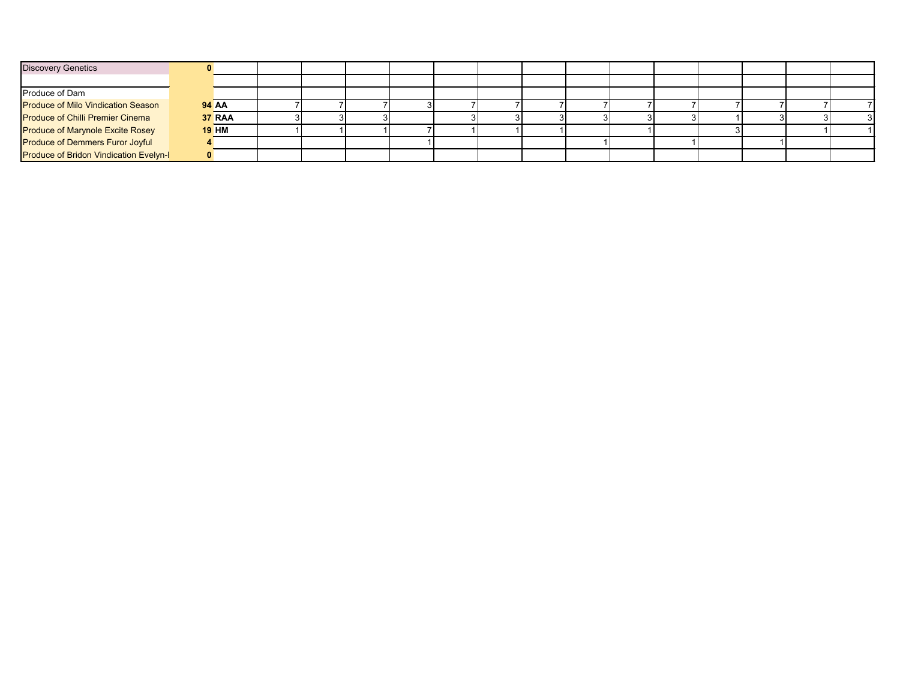| | | | | | | | | | | | | | | | | |
|---|---|---|---|---|---|---|---|---|---|---|---|---|---|---|---|---|
| Discovery Genetics | **0** | | | | | | | | | | | | | | | |
| | | | | | | | | | | | | | | | | |
| Produce of Dam | | | | | | | | | | | | | | | | |
| Produce of Milo Vindication Season | **94** | **AA** | 7 | 7 | 7 | 3 | 7 | 7 | 7 | 7 | 7 | 7 | 7 | 7 | 7 | 7 |
| Produce of Chilli Premier Cinema | **37** | **RAA** | 3 | 3 | 3 | | 3 | 3 | 3 | 3 | 3 | 3 | 1 | 3 | 3 | 3 |
| Produce of Marynole Excite Rosey | **19** | **HM** | 1 | 1 | 1 | 7 | 1 | 1 | 1 | | 1 | | 3 | | 1 | 1 |
| Produce of Demmers Furor Joyful | **4** | | | | | 1 | | | | 1 | | 1 | | 1 | | |
| Produce of Bridon Vindication Evelyn-I | **0** | | | | | | | | | | | | | | | |